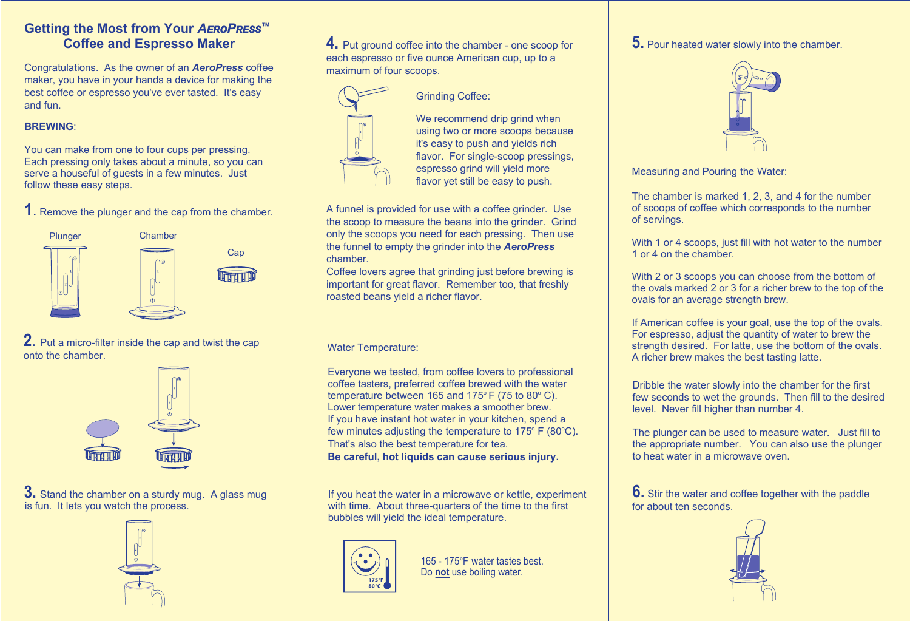# Getting the Most from Your *AeroPress*™ Coffee and Espresso Maker

Congratulations. As the owner of an ***AeroPress*** coffee maker, you have in your hands a device for making the best coffee or espresso you've ever tasted. It's easy and fun.

**BREWING**:

You can make from one to four cups per pressing. Each pressing only takes about a minute, so you can serve a houseful of guests in a few minutes. Just follow these easy steps.

**1.** Remove the plunger and the cap from the chamber.

Plunger   Chamber   Cap

**2.** Put a micro-filter inside the cap and twist the cap onto the chamber.

**3.** Stand the chamber on a sturdy mug. A glass mug is fun. It lets you watch the process.

**4.** Put ground coffee into the chamber - one scoop for each espresso or five ounce American cup, up to a maximum of four scoops.

Grinding Coffee:

We recommend drip grind when using two or more scoops because it's easy to push and yields rich flavor. For single-scoop pressings, espresso grind will yield more flavor yet still be easy to push.

A funnel is provided for use with a coffee grinder. Use the scoop to measure the beans into the grinder. Grind only the scoops you need for each pressing. Then use the funnel to empty the grinder into the ***AeroPress*** chamber.
Coffee lovers agree that grinding just before brewing is important for great flavor. Remember too, that freshly roasted beans yield a richer flavor.

Water Temperature:

Everyone we tested, from coffee lovers to professional coffee tasters, preferred coffee brewed with the water temperature between 165 and 175° F (75 to 80° C). Lower temperature water makes a smoother brew.
If you have instant hot water in your kitchen, spend a few minutes adjusting the temperature to 175° F (80°C). That's also the best temperature for tea.
**Be careful, hot liquids can cause serious injury.**

If you heat the water in a microwave or kettle, experiment with time. About three-quarters of the time to the first bubbles will yield the ideal temperature.

175°F 80°C

165 - 175°F water tastes best.
Do **not** use boiling water.

**5.** Pour heated water slowly into the chamber.

Measuring and Pouring the Water:

The chamber is marked 1, 2, 3, and 4 for the number of scoops of coffee which corresponds to the number of servings.

With 1 or 4 scoops, just fill with hot water to the number 1 or 4 on the chamber.

With 2 or 3 scoops you can choose from the bottom of the ovals marked 2 or 3 for a richer brew to the top of the ovals for an average strength brew.

If American coffee is your goal, use the top of the ovals. For espresso, adjust the quantity of water to brew the strength desired. For latte, use the bottom of the ovals. A richer brew makes the best tasting latte.

Dribble the water slowly into the chamber for the first few seconds to wet the grounds. Then fill to the desired level. Never fill higher than number 4.

The plunger can be used to measure water. Just fill to the appropriate number. You can also use the plunger to heat water in a microwave oven.

**6.** Stir the water and coffee together with the paddle for about ten seconds.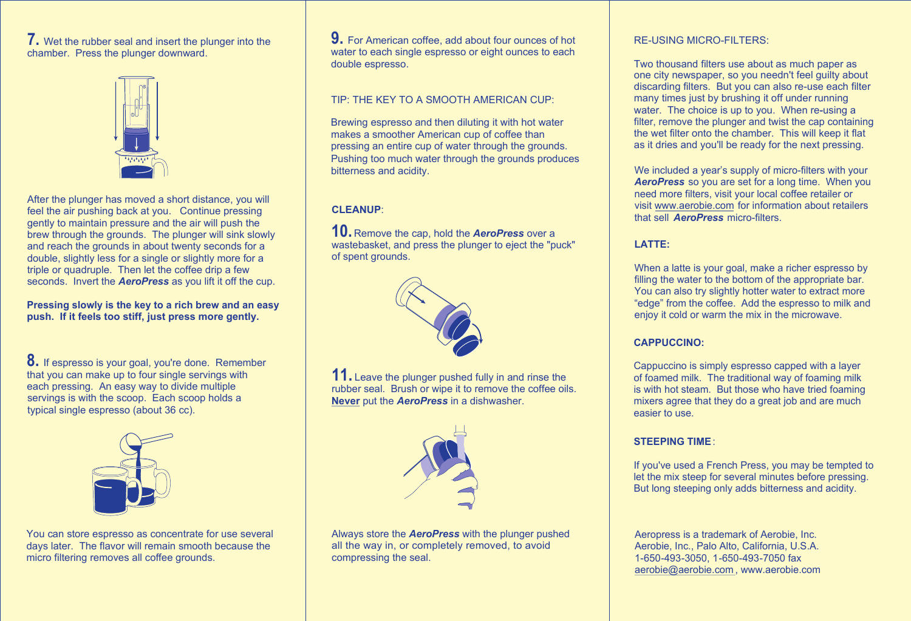**7.** Wet the rubber seal and insert the plunger into the chamber. Press the plunger downward.

After the plunger has moved a short distance, you will feel the air pushing back at you. Continue pressing gently to maintain pressure and the air will push the brew through the grounds. The plunger will sink slowly and reach the grounds in about twenty seconds for a double, slightly less for a single or slightly more for a triple or quadruple. Then let the coffee drip a few seconds. Invert the ***AeroPress*** as you lift it off the cup.

**Pressing slowly is the key to a rich brew and an easy push. If it feels too stiff, just press more gently.**

**8.** If espresso is your goal, you're done. Remember that you can make up to four single servings with each pressing. An easy way to divide multiple servings is with the scoop. Each scoop holds a typical single espresso (about 36 cc).

You can store espresso as concentrate for use several days later. The flavor will remain smooth because the micro filtering removes all coffee grounds.

**9.** For American coffee, add about four ounces of hot water to each single espresso or eight ounces to each double espresso.

TIP: THE KEY TO A SMOOTH AMERICAN CUP:

Brewing espresso and then diluting it with hot water makes a smoother American cup of coffee than pressing an entire cup of water through the grounds. Pushing too much water through the grounds produces bitterness and acidity.

**CLEANUP**:

**10.** Remove the cap, hold the ***AeroPress*** over a wastebasket, and press the plunger to eject the "puck" of spent grounds.

**11.** Leave the plunger pushed fully in and rinse the rubber seal. Brush or wipe it to remove the coffee oils. **Never** put the ***AeroPress*** in a dishwasher.

Always store the ***AeroPress*** with the plunger pushed all the way in, or completely removed, to avoid compressing the seal.

RE-USING MICRO-FILTERS:

Two thousand filters use about as much paper as one city newspaper, so you needn't feel guilty about discarding filters. But you can also re-use each filter many times just by brushing it off under running water. The choice is up to you. When re-using a filter, remove the plunger and twist the cap containing the wet filter onto the chamber. This will keep it flat as it dries and you'll be ready for the next pressing.

We included a year's supply of micro-filters with your ***AeroPress*** so you are set for a long time. When you need more filters, visit your local coffee retailer or visit www.aerobie.com for information about retailers that sell ***AeroPress*** micro-filters.

**LATTE:**

When a latte is your goal, make a richer espresso by filling the water to the bottom of the appropriate bar. You can also try slightly hotter water to extract more "edge" from the coffee. Add the espresso to milk and enjoy it cold or warm the mix in the microwave.

**CAPPUCCINO:**

Cappuccino is simply espresso capped with a layer of foamed milk. The traditional way of foaming milk is with hot steam. But those who have tried foaming mixers agree that they do a great job and are much easier to use.

**STEEPING TIME**:

If you've used a French Press, you may be tempted to let the mix steep for several minutes before pressing. But long steeping only adds bitterness and acidity.

Aeropress is a trademark of Aerobie, Inc.
Aerobie, Inc., Palo Alto, California, U.S.A.
1-650-493-3050, 1-650-493-7050 fax
aerobie@aerobie.com, www.aerobie.com